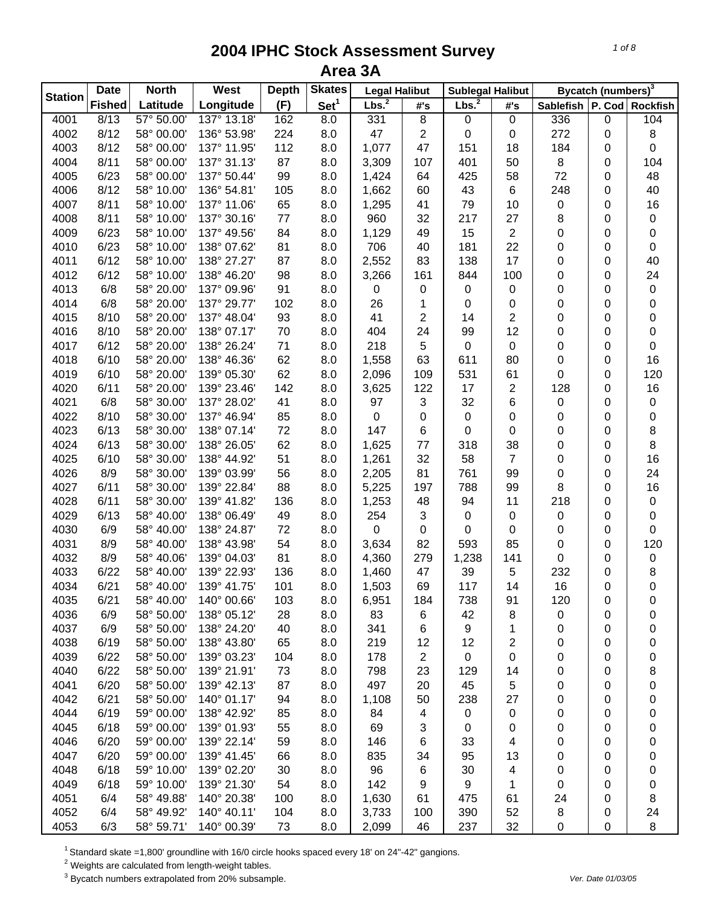# 2004 IPHC Stock Assessment Survey

## Area 3A

| Station | Date Fished | North Latitude | West Longitude | Depth (F) | Skates Set[1] | Legal Halibut Lbs.[2] | Legal Halibut #'s | Sublegal Halibut Lbs.[2] | Sublegal Halibut #'s | Bycatch (numbers)[3] Sablefish | P. Cod | Rockfish |
|---|---|---|---|---|---|---|---|---|---|---|---|---|
| 4001 | 8/13 | 57° 50.00' | 137° 13.18' | 162 | 8.0 | 331 | 8 | 0 | 0 | 336 | 0 | 104 |
| 4002 | 8/12 | 58° 00.00' | 136° 53.98' | 224 | 8.0 | 47 | 2 | 0 | 0 | 272 | 0 | 8 |
| 4003 | 8/12 | 58° 00.00' | 137° 11.95' | 112 | 8.0 | 1,077 | 47 | 151 | 18 | 184 | 0 | 0 |
| 4004 | 8/11 | 58° 00.00' | 137° 31.13' | 87 | 8.0 | 3,309 | 107 | 401 | 50 | 8 | 0 | 104 |
| 4005 | 6/23 | 58° 00.00' | 137° 50.44' | 99 | 8.0 | 1,424 | 64 | 425 | 58 | 72 | 0 | 48 |
| 4006 | 8/12 | 58° 10.00' | 136° 54.81' | 105 | 8.0 | 1,662 | 60 | 43 | 6 | 248 | 0 | 40 |
| 4007 | 8/11 | 58° 10.00' | 137° 11.06' | 65 | 8.0 | 1,295 | 41 | 79 | 10 | 0 | 0 | 16 |
| 4008 | 8/11 | 58° 10.00' | 137° 30.16' | 77 | 8.0 | 960 | 32 | 217 | 27 | 8 | 0 | 0 |
| 4009 | 6/23 | 58° 10.00' | 137° 49.56' | 84 | 8.0 | 1,129 | 49 | 15 | 2 | 0 | 0 | 0 |
| 4010 | 6/23 | 58° 10.00' | 138° 07.62' | 81 | 8.0 | 706 | 40 | 181 | 22 | 0 | 0 | 0 |
| 4011 | 6/12 | 58° 10.00' | 138° 27.27' | 87 | 8.0 | 2,552 | 83 | 138 | 17 | 0 | 0 | 40 |
| 4012 | 6/12 | 58° 10.00' | 138° 46.20' | 98 | 8.0 | 3,266 | 161 | 844 | 100 | 0 | 0 | 24 |
| 4013 | 6/8 | 58° 20.00' | 137° 09.96' | 91 | 8.0 | 0 | 0 | 0 | 0 | 0 | 0 | 0 |
| 4014 | 6/8 | 58° 20.00' | 137° 29.77' | 102 | 8.0 | 26 | 1 | 0 | 0 | 0 | 0 | 0 |
| 4015 | 8/10 | 58° 20.00' | 137° 48.04' | 93 | 8.0 | 41 | 2 | 14 | 2 | 0 | 0 | 0 |
| 4016 | 8/10 | 58° 20.00' | 138° 07.17' | 70 | 8.0 | 404 | 24 | 99 | 12 | 0 | 0 | 0 |
| 4017 | 6/12 | 58° 20.00' | 138° 26.24' | 71 | 8.0 | 218 | 5 | 0 | 0 | 0 | 0 | 0 |
| 4018 | 6/10 | 58° 20.00' | 138° 46.36' | 62 | 8.0 | 1,558 | 63 | 611 | 80 | 0 | 0 | 16 |
| 4019 | 6/10 | 58° 20.00' | 139° 05.30' | 62 | 8.0 | 2,096 | 109 | 531 | 61 | 0 | 0 | 120 |
| 4020 | 6/11 | 58° 20.00' | 139° 23.46' | 142 | 8.0 | 3,625 | 122 | 17 | 2 | 128 | 0 | 16 |
| 4021 | 6/8 | 58° 30.00' | 137° 28.02' | 41 | 8.0 | 97 | 3 | 32 | 6 | 0 | 0 | 0 |
| 4022 | 8/10 | 58° 30.00' | 137° 46.94' | 85 | 8.0 | 0 | 0 | 0 | 0 | 0 | 0 | 0 |
| 4023 | 6/13 | 58° 30.00' | 138° 07.14' | 72 | 8.0 | 147 | 6 | 0 | 0 | 0 | 0 | 8 |
| 4024 | 6/13 | 58° 30.00' | 138° 26.05' | 62 | 8.0 | 1,625 | 77 | 318 | 38 | 0 | 0 | 8 |
| 4025 | 6/10 | 58° 30.00' | 138° 44.92' | 51 | 8.0 | 1,261 | 32 | 58 | 7 | 0 | 0 | 16 |
| 4026 | 8/9 | 58° 30.00' | 139° 03.99' | 56 | 8.0 | 2,205 | 81 | 761 | 99 | 0 | 0 | 24 |
| 4027 | 6/11 | 58° 30.00' | 139° 22.84' | 88 | 8.0 | 5,225 | 197 | 788 | 99 | 8 | 0 | 16 |
| 4028 | 6/11 | 58° 30.00' | 139° 41.82' | 136 | 8.0 | 1,253 | 48 | 94 | 11 | 218 | 0 | 0 |
| 4029 | 6/13 | 58° 40.00' | 138° 06.49' | 49 | 8.0 | 254 | 3 | 0 | 0 | 0 | 0 | 0 |
| 4030 | 6/9 | 58° 40.00' | 138° 24.87' | 72 | 8.0 | 0 | 0 | 0 | 0 | 0 | 0 | 0 |
| 4031 | 8/9 | 58° 40.00' | 138° 43.98' | 54 | 8.0 | 3,634 | 82 | 593 | 85 | 0 | 0 | 120 |
| 4032 | 8/9 | 58° 40.06' | 139° 04.03' | 81 | 8.0 | 4,360 | 279 | 1,238 | 141 | 0 | 0 | 0 |
| 4033 | 6/22 | 58° 40.00' | 139° 22.93' | 136 | 8.0 | 1,460 | 47 | 39 | 5 | 232 | 0 | 8 |
| 4034 | 6/21 | 58° 40.00' | 139° 41.75' | 101 | 8.0 | 1,503 | 69 | 117 | 14 | 16 | 0 | 0 |
| 4035 | 6/21 | 58° 40.00' | 140° 00.66' | 103 | 8.0 | 6,951 | 184 | 738 | 91 | 120 | 0 | 0 |
| 4036 | 6/9 | 58° 50.00' | 138° 05.12' | 28 | 8.0 | 83 | 6 | 42 | 8 | 0 | 0 | 0 |
| 4037 | 6/9 | 58° 50.00' | 138° 24.20' | 40 | 8.0 | 341 | 6 | 9 | 1 | 0 | 0 | 0 |
| 4038 | 6/19 | 58° 50.00' | 138° 43.80' | 65 | 8.0 | 219 | 12 | 12 | 2 | 0 | 0 | 0 |
| 4039 | 6/22 | 58° 50.00' | 139° 03.23' | 104 | 8.0 | 178 | 2 | 0 | 0 | 0 | 0 | 0 |
| 4040 | 6/22 | 58° 50.00' | 139° 21.91' | 73 | 8.0 | 798 | 23 | 129 | 14 | 0 | 0 | 8 |
| 4041 | 6/20 | 58° 50.00' | 139° 42.13' | 87 | 8.0 | 497 | 20 | 45 | 5 | 0 | 0 | 0 |
| 4042 | 6/21 | 58° 50.00' | 140° 01.17' | 94 | 8.0 | 1,108 | 50 | 238 | 27 | 0 | 0 | 0 |
| 4044 | 6/19 | 59° 00.00' | 138° 42.92' | 85 | 8.0 | 84 | 4 | 0 | 0 | 0 | 0 | 0 |
| 4045 | 6/18 | 59° 00.00' | 139° 01.93' | 55 | 8.0 | 69 | 3 | 0 | 0 | 0 | 0 | 0 |
| 4046 | 6/20 | 59° 00.00' | 139° 22.14' | 59 | 8.0 | 146 | 6 | 33 | 4 | 0 | 0 | 0 |
| 4047 | 6/20 | 59° 00.00' | 139° 41.45' | 66 | 8.0 | 835 | 34 | 95 | 13 | 0 | 0 | 0 |
| 4048 | 6/18 | 59° 10.00' | 139° 02.20' | 30 | 8.0 | 96 | 6 | 30 | 4 | 0 | 0 | 0 |
| 4049 | 6/18 | 59° 10.00' | 139° 21.30' | 54 | 8.0 | 142 | 9 | 9 | 1 | 0 | 0 | 0 |
| 4051 | 6/4 | 58° 49.88' | 140° 20.38' | 100 | 8.0 | 1,630 | 61 | 475 | 61 | 24 | 0 | 8 |
| 4052 | 6/4 | 58° 49.92' | 140° 40.11' | 104 | 8.0 | 3,733 | 100 | 390 | 52 | 8 | 0 | 24 |
| 4053 | 6/3 | 58° 59.71' | 140° 00.39' | 73 | 8.0 | 2,099 | 46 | 237 | 32 | 0 | 0 | 8 |

[1] Standard skate =1,800' groundline with 16/0 circle hooks spaced every 18' on 24"-42" gangions.

[2] Weights are calculated from length-weight tables.

[3] Bycatch numbers extrapolated from 20% subsample.

Ver. Date 01/03/05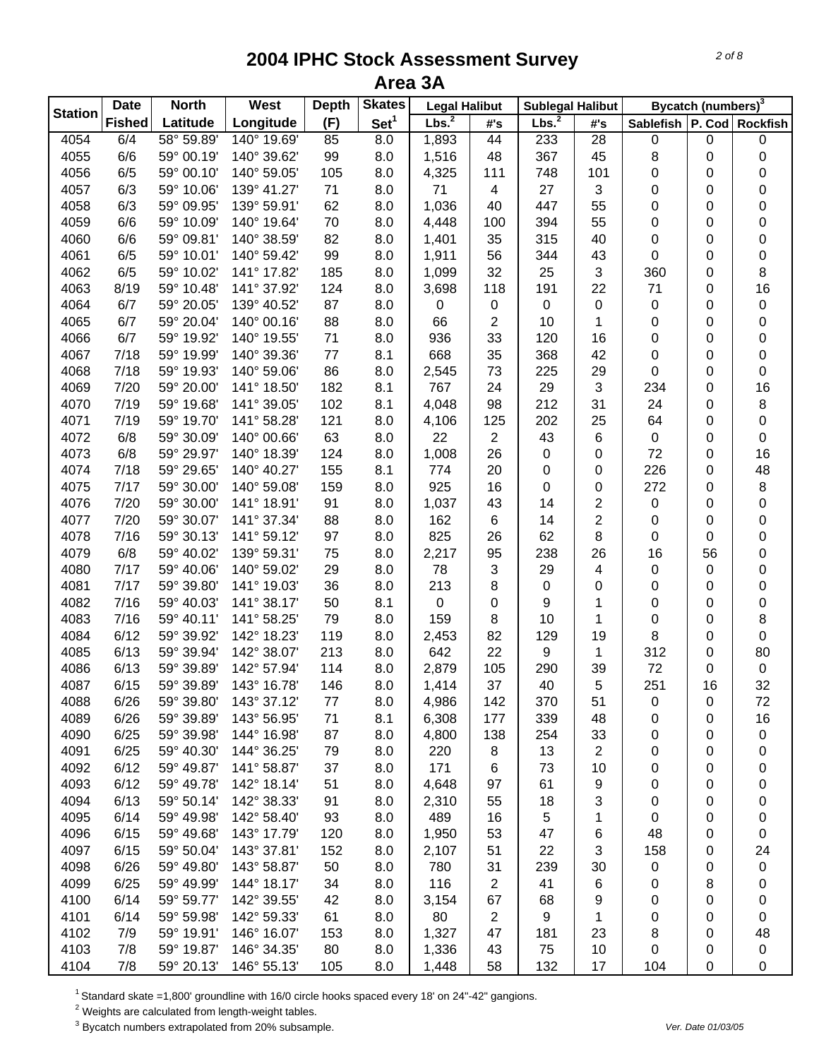# 2004 IPHC Stock Assessment Survey

## Area 3A

| Station | Date Fished | North Latitude | West Longitude | Depth (F) | Skates Set[1] | Legal Halibut Lbs.[2] | Legal Halibut #'s | Sublegal Halibut Lbs.[2] | Sublegal Halibut #'s | Bycatch (numbers)[3] Sablefish | P. Cod | Rockfish |
|---|---|---|---|---|---|---|---|---|---|---|---|---|
| 4054 | 6/4 | 58° 59.89' | 140° 19.69' | 85 | 8.0 | 1,893 | 44 | 233 | 28 | 0 | 0 | 0 |
| 4055 | 6/6 | 59° 00.19' | 140° 39.62' | 99 | 8.0 | 1,516 | 48 | 367 | 45 | 8 | 0 | 0 |
| 4056 | 6/5 | 59° 00.10' | 140° 59.05' | 105 | 8.0 | 4,325 | 111 | 748 | 101 | 0 | 0 | 0 |
| 4057 | 6/3 | 59° 10.06' | 139° 41.27' | 71 | 8.0 | 71 | 4 | 27 | 3 | 0 | 0 | 0 |
| 4058 | 6/3 | 59° 09.95' | 139° 59.91' | 62 | 8.0 | 1,036 | 40 | 447 | 55 | 0 | 0 | 0 |
| 4059 | 6/6 | 59° 10.09' | 140° 19.64' | 70 | 8.0 | 4,448 | 100 | 394 | 55 | 0 | 0 | 0 |
| 4060 | 6/6 | 59° 09.81' | 140° 38.59' | 82 | 8.0 | 1,401 | 35 | 315 | 40 | 0 | 0 | 0 |
| 4061 | 6/5 | 59° 10.01' | 140° 59.42' | 99 | 8.0 | 1,911 | 56 | 344 | 43 | 0 | 0 | 0 |
| 4062 | 6/5 | 59° 10.02' | 141° 17.82' | 185 | 8.0 | 1,099 | 32 | 25 | 3 | 360 | 0 | 8 |
| 4063 | 8/19 | 59° 10.48' | 141° 37.92' | 124 | 8.0 | 3,698 | 118 | 191 | 22 | 71 | 0 | 16 |
| 4064 | 6/7 | 59° 20.05' | 139° 40.52' | 87 | 8.0 | 0 | 0 | 0 | 0 | 0 | 0 | 0 |
| 4065 | 6/7 | 59° 20.04' | 140° 00.16' | 88 | 8.0 | 66 | 2 | 10 | 1 | 0 | 0 | 0 |
| 4066 | 6/7 | 59° 19.92' | 140° 19.55' | 71 | 8.0 | 936 | 33 | 120 | 16 | 0 | 0 | 0 |
| 4067 | 7/18 | 59° 19.99' | 140° 39.36' | 77 | 8.1 | 668 | 35 | 368 | 42 | 0 | 0 | 0 |
| 4068 | 7/18 | 59° 19.93' | 140° 59.06' | 86 | 8.0 | 2,545 | 73 | 225 | 29 | 0 | 0 | 0 |
| 4069 | 7/20 | 59° 20.00' | 141° 18.50' | 182 | 8.1 | 767 | 24 | 29 | 3 | 234 | 0 | 16 |
| 4070 | 7/19 | 59° 19.68' | 141° 39.05' | 102 | 8.1 | 4,048 | 98 | 212 | 31 | 24 | 0 | 8 |
| 4071 | 7/19 | 59° 19.70' | 141° 58.28' | 121 | 8.0 | 4,106 | 125 | 202 | 25 | 64 | 0 | 0 |
| 4072 | 6/8 | 59° 30.09' | 140° 00.66' | 63 | 8.0 | 22 | 2 | 43 | 6 | 0 | 0 | 0 |
| 4073 | 6/8 | 59° 29.97' | 140° 18.39' | 124 | 8.0 | 1,008 | 26 | 0 | 0 | 72 | 0 | 16 |
| 4074 | 7/18 | 59° 29.65' | 140° 40.27' | 155 | 8.1 | 774 | 20 | 0 | 0 | 226 | 0 | 48 |
| 4075 | 7/17 | 59° 30.00' | 140° 59.08' | 159 | 8.0 | 925 | 16 | 0 | 0 | 272 | 0 | 8 |
| 4076 | 7/20 | 59° 30.00' | 141° 18.91' | 91 | 8.0 | 1,037 | 43 | 14 | 2 | 0 | 0 | 0 |
| 4077 | 7/20 | 59° 30.07' | 141° 37.34' | 88 | 8.0 | 162 | 6 | 14 | 2 | 0 | 0 | 0 |
| 4078 | 7/16 | 59° 30.13' | 141° 59.12' | 97 | 8.0 | 825 | 26 | 62 | 8 | 0 | 0 | 0 |
| 4079 | 6/8 | 59° 40.02' | 139° 59.31' | 75 | 8.0 | 2,217 | 95 | 238 | 26 | 16 | 56 | 0 |
| 4080 | 7/17 | 59° 40.06' | 140° 59.02' | 29 | 8.0 | 78 | 3 | 29 | 4 | 0 | 0 | 0 |
| 4081 | 7/17 | 59° 39.80' | 141° 19.03' | 36 | 8.0 | 213 | 8 | 0 | 0 | 0 | 0 | 0 |
| 4082 | 7/16 | 59° 40.03' | 141° 38.17' | 50 | 8.1 | 0 | 0 | 9 | 1 | 0 | 0 | 0 |
| 4083 | 7/16 | 59° 40.11' | 141° 58.25' | 79 | 8.0 | 159 | 8 | 10 | 1 | 0 | 0 | 8 |
| 4084 | 6/12 | 59° 39.92' | 142° 18.23' | 119 | 8.0 | 2,453 | 82 | 129 | 19 | 8 | 0 | 0 |
| 4085 | 6/13 | 59° 39.94' | 142° 38.07' | 213 | 8.0 | 642 | 22 | 9 | 1 | 312 | 0 | 80 |
| 4086 | 6/13 | 59° 39.89' | 142° 57.94' | 114 | 8.0 | 2,879 | 105 | 290 | 39 | 72 | 0 | 0 |
| 4087 | 6/15 | 59° 39.89' | 143° 16.78' | 146 | 8.0 | 1,414 | 37 | 40 | 5 | 251 | 16 | 32 |
| 4088 | 6/26 | 59° 39.80' | 143° 37.12' | 77 | 8.0 | 4,986 | 142 | 370 | 51 | 0 | 0 | 72 |
| 4089 | 6/26 | 59° 39.89' | 143° 56.95' | 71 | 8.1 | 6,308 | 177 | 339 | 48 | 0 | 0 | 16 |
| 4090 | 6/25 | 59° 39.98' | 144° 16.98' | 87 | 8.0 | 4,800 | 138 | 254 | 33 | 0 | 0 | 0 |
| 4091 | 6/25 | 59° 40.30' | 144° 36.25' | 79 | 8.0 | 220 | 8 | 13 | 2 | 0 | 0 | 0 |
| 4092 | 6/12 | 59° 49.87' | 141° 58.87' | 37 | 8.0 | 171 | 6 | 73 | 10 | 0 | 0 | 0 |
| 4093 | 6/12 | 59° 49.78' | 142° 18.14' | 51 | 8.0 | 4,648 | 97 | 61 | 9 | 0 | 0 | 0 |
| 4094 | 6/13 | 59° 50.14' | 142° 38.33' | 91 | 8.0 | 2,310 | 55 | 18 | 3 | 0 | 0 | 0 |
| 4095 | 6/14 | 59° 49.98' | 142° 58.40' | 93 | 8.0 | 489 | 16 | 5 | 1 | 0 | 0 | 0 |
| 4096 | 6/15 | 59° 49.68' | 143° 17.79' | 120 | 8.0 | 1,950 | 53 | 47 | 6 | 48 | 0 | 0 |
| 4097 | 6/15 | 59° 50.04' | 143° 37.81' | 152 | 8.0 | 2,107 | 51 | 22 | 3 | 158 | 0 | 24 |
| 4098 | 6/26 | 59° 49.80' | 143° 58.87' | 50 | 8.0 | 780 | 31 | 239 | 30 | 0 | 0 | 0 |
| 4099 | 6/25 | 59° 49.99' | 144° 18.17' | 34 | 8.0 | 116 | 2 | 41 | 6 | 0 | 8 | 0 |
| 4100 | 6/14 | 59° 59.77' | 142° 39.55' | 42 | 8.0 | 3,154 | 67 | 68 | 9 | 0 | 0 | 0 |
| 4101 | 6/14 | 59° 59.98' | 142° 59.33' | 61 | 8.0 | 80 | 2 | 9 | 1 | 0 | 0 | 0 |
| 4102 | 7/9 | 59° 19.91' | 146° 16.07' | 153 | 8.0 | 1,327 | 47 | 181 | 23 | 8 | 0 | 48 |
| 4103 | 7/8 | 59° 19.87' | 146° 34.35' | 80 | 8.0 | 1,336 | 43 | 75 | 10 | 0 | 0 | 0 |
| 4104 | 7/8 | 59° 20.13' | 146° 55.13' | 105 | 8.0 | 1,448 | 58 | 132 | 17 | 104 | 0 | 0 |

[1] Standard skate =1,800' groundline with 16/0 circle hooks spaced every 18' on 24"-42" gangions.

[2] Weights are calculated from length-weight tables.

[3] Bycatch numbers extrapolated from 20% subsample.

Ver. Date 01/03/05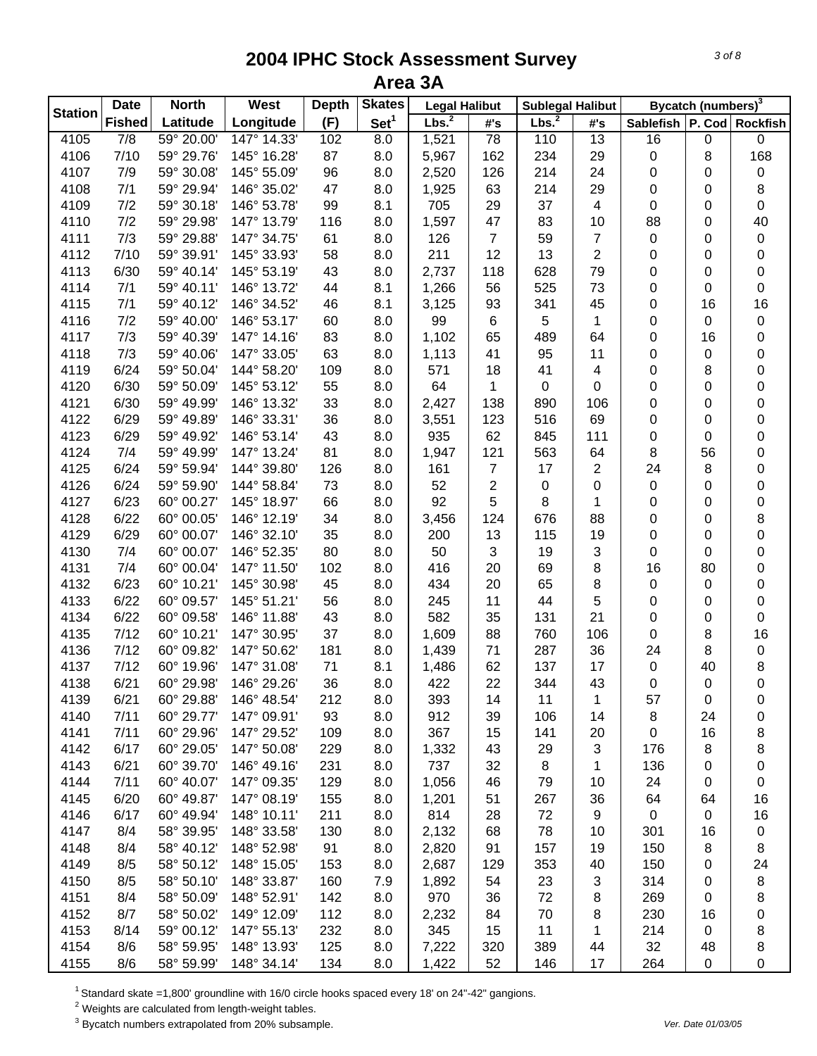# 2004 IPHC Stock Assessment Survey
## Area 3A

| Station | Date | North | West | Depth | Skates | Legal Halibut | | Sublegal Halibut | | Bycatch (numbers)[3] | | |
|---|---|---|---|---|---|---|---|---|---|---|---|---|
| | Fished | Latitude | Longitude | (F) | Set[1] | Lbs.[2] | #'s | Lbs.[2] | #'s | Sablefish | P. Cod | Rockfish |
| 4105 | 7/8 | 59° 20.00' | 147° 14.33' | 102 | 8.0 | 1,521 | 78 | 110 | 13 | 16 | 0 | 0 |
| 4106 | 7/10 | 59° 29.76' | 145° 16.28' | 87 | 8.0 | 5,967 | 162 | 234 | 29 | 0 | 8 | 168 |
| 4107 | 7/9 | 59° 30.08' | 145° 55.09' | 96 | 8.0 | 2,520 | 126 | 214 | 24 | 0 | 0 | 0 |
| 4108 | 7/1 | 59° 29.94' | 146° 35.02' | 47 | 8.0 | 1,925 | 63 | 214 | 29 | 0 | 0 | 8 |
| 4109 | 7/2 | 59° 30.18' | 146° 53.78' | 99 | 8.1 | 705 | 29 | 37 | 4 | 0 | 0 | 0 |
| 4110 | 7/2 | 59° 29.98' | 147° 13.79' | 116 | 8.0 | 1,597 | 47 | 83 | 10 | 88 | 0 | 40 |
| 4111 | 7/3 | 59° 29.88' | 147° 34.75' | 61 | 8.0 | 126 | 7 | 59 | 7 | 0 | 0 | 0 |
| 4112 | 7/10 | 59° 39.91' | 145° 33.93' | 58 | 8.0 | 211 | 12 | 13 | 2 | 0 | 0 | 0 |
| 4113 | 6/30 | 59° 40.14' | 145° 53.19' | 43 | 8.0 | 2,737 | 118 | 628 | 79 | 0 | 0 | 0 |
| 4114 | 7/1 | 59° 40.11' | 146° 13.72' | 44 | 8.1 | 1,266 | 56 | 525 | 73 | 0 | 0 | 0 |
| 4115 | 7/1 | 59° 40.12' | 146° 34.52' | 46 | 8.1 | 3,125 | 93 | 341 | 45 | 0 | 16 | 16 |
| 4116 | 7/2 | 59° 40.00' | 146° 53.17' | 60 | 8.0 | 99 | 6 | 5 | 1 | 0 | 0 | 0 |
| 4117 | 7/3 | 59° 40.39' | 147° 14.16' | 83 | 8.0 | 1,102 | 65 | 489 | 64 | 0 | 16 | 0 |
| 4118 | 7/3 | 59° 40.06' | 147° 33.05' | 63 | 8.0 | 1,113 | 41 | 95 | 11 | 0 | 0 | 0 |
| 4119 | 6/24 | 59° 50.04' | 144° 58.20' | 109 | 8.0 | 571 | 18 | 41 | 4 | 0 | 8 | 0 |
| 4120 | 6/30 | 59° 50.09' | 145° 53.12' | 55 | 8.0 | 64 | 1 | 0 | 0 | 0 | 0 | 0 |
| 4121 | 6/30 | 59° 49.99' | 146° 13.32' | 33 | 8.0 | 2,427 | 138 | 890 | 106 | 0 | 0 | 0 |
| 4122 | 6/29 | 59° 49.89' | 146° 33.31' | 36 | 8.0 | 3,551 | 123 | 516 | 69 | 0 | 0 | 0 |
| 4123 | 6/29 | 59° 49.92' | 146° 53.14' | 43 | 8.0 | 935 | 62 | 845 | 111 | 0 | 0 | 0 |
| 4124 | 7/4 | 59° 49.99' | 147° 13.24' | 81 | 8.0 | 1,947 | 121 | 563 | 64 | 8 | 56 | 0 |
| 4125 | 6/24 | 59° 59.94' | 144° 39.80' | 126 | 8.0 | 161 | 7 | 17 | 2 | 24 | 8 | 0 |
| 4126 | 6/24 | 59° 59.90' | 144° 58.84' | 73 | 8.0 | 52 | 2 | 0 | 0 | 0 | 0 | 0 |
| 4127 | 6/23 | 60° 00.27' | 145° 18.97' | 66 | 8.0 | 92 | 5 | 8 | 1 | 0 | 0 | 0 |
| 4128 | 6/22 | 60° 00.05' | 146° 12.19' | 34 | 8.0 | 3,456 | 124 | 676 | 88 | 0 | 0 | 8 |
| 4129 | 6/29 | 60° 00.07' | 146° 32.10' | 35 | 8.0 | 200 | 13 | 115 | 19 | 0 | 0 | 0 |
| 4130 | 7/4 | 60° 00.07' | 146° 52.35' | 80 | 8.0 | 50 | 3 | 19 | 3 | 0 | 0 | 0 |
| 4131 | 7/4 | 60° 00.04' | 147° 11.50' | 102 | 8.0 | 416 | 20 | 69 | 8 | 16 | 80 | 0 |
| 4132 | 6/23 | 60° 10.21' | 145° 30.98' | 45 | 8.0 | 434 | 20 | 65 | 8 | 0 | 0 | 0 |
| 4133 | 6/22 | 60° 09.57' | 145° 51.21' | 56 | 8.0 | 245 | 11 | 44 | 5 | 0 | 0 | 0 |
| 4134 | 6/22 | 60° 09.58' | 146° 11.88' | 43 | 8.0 | 582 | 35 | 131 | 21 | 0 | 0 | 0 |
| 4135 | 7/12 | 60° 10.21' | 147° 30.95' | 37 | 8.0 | 1,609 | 88 | 760 | 106 | 0 | 8 | 16 |
| 4136 | 7/12 | 60° 09.82' | 147° 50.62' | 181 | 8.0 | 1,439 | 71 | 287 | 36 | 24 | 8 | 0 |
| 4137 | 7/12 | 60° 19.96' | 147° 31.08' | 71 | 8.1 | 1,486 | 62 | 137 | 17 | 0 | 40 | 8 |
| 4138 | 6/21 | 60° 29.98' | 146° 29.26' | 36 | 8.0 | 422 | 22 | 344 | 43 | 0 | 0 | 0 |
| 4139 | 6/21 | 60° 29.88' | 146° 48.54' | 212 | 8.0 | 393 | 14 | 11 | 1 | 57 | 0 | 0 |
| 4140 | 7/11 | 60° 29.77' | 147° 09.91' | 93 | 8.0 | 912 | 39 | 106 | 14 | 8 | 24 | 0 |
| 4141 | 7/11 | 60° 29.96' | 147° 29.52' | 109 | 8.0 | 367 | 15 | 141 | 20 | 0 | 16 | 8 |
| 4142 | 6/17 | 60° 29.05' | 147° 50.08' | 229 | 8.0 | 1,332 | 43 | 29 | 3 | 176 | 8 | 8 |
| 4143 | 6/21 | 60° 39.70' | 146° 49.16' | 231 | 8.0 | 737 | 32 | 8 | 1 | 136 | 0 | 0 |
| 4144 | 7/11 | 60° 40.07' | 147° 09.35' | 129 | 8.0 | 1,056 | 46 | 79 | 10 | 24 | 0 | 0 |
| 4145 | 6/20 | 60° 49.87' | 147° 08.19' | 155 | 8.0 | 1,201 | 51 | 267 | 36 | 64 | 64 | 16 |
| 4146 | 6/17 | 60° 49.94' | 148° 10.11' | 211 | 8.0 | 814 | 28 | 72 | 9 | 0 | 0 | 16 |
| 4147 | 8/4 | 58° 39.95' | 148° 33.58' | 130 | 8.0 | 2,132 | 68 | 78 | 10 | 301 | 16 | 0 |
| 4148 | 8/4 | 58° 40.12' | 148° 52.98' | 91 | 8.0 | 2,820 | 91 | 157 | 19 | 150 | 8 | 8 |
| 4149 | 8/5 | 58° 50.12' | 148° 15.05' | 153 | 8.0 | 2,687 | 129 | 353 | 40 | 150 | 0 | 24 |
| 4150 | 8/5 | 58° 50.10' | 148° 33.87' | 160 | 7.9 | 1,892 | 54 | 23 | 3 | 314 | 0 | 8 |
| 4151 | 8/4 | 58° 50.09' | 148° 52.91' | 142 | 8.0 | 970 | 36 | 72 | 8 | 269 | 0 | 8 |
| 4152 | 8/7 | 58° 50.02' | 149° 12.09' | 112 | 8.0 | 2,232 | 84 | 70 | 8 | 230 | 16 | 0 |
| 4153 | 8/14 | 59° 00.12' | 147° 55.13' | 232 | 8.0 | 345 | 15 | 11 | 1 | 214 | 0 | 8 |
| 4154 | 8/6 | 58° 59.95' | 148° 13.93' | 125 | 8.0 | 7,222 | 320 | 389 | 44 | 32 | 48 | 8 |
| 4155 | 8/6 | 58° 59.99' | 148° 34.14' | 134 | 8.0 | 1,422 | 52 | 146 | 17 | 264 | 0 | 0 |

[1] Standard skate =1,800' groundline with 16/0 circle hooks spaced every 18' on 24"-42" gangions.

[2] Weights are calculated from length-weight tables.

[3] Bycatch numbers extrapolated from 20% subsample.

Ver. Date 01/03/05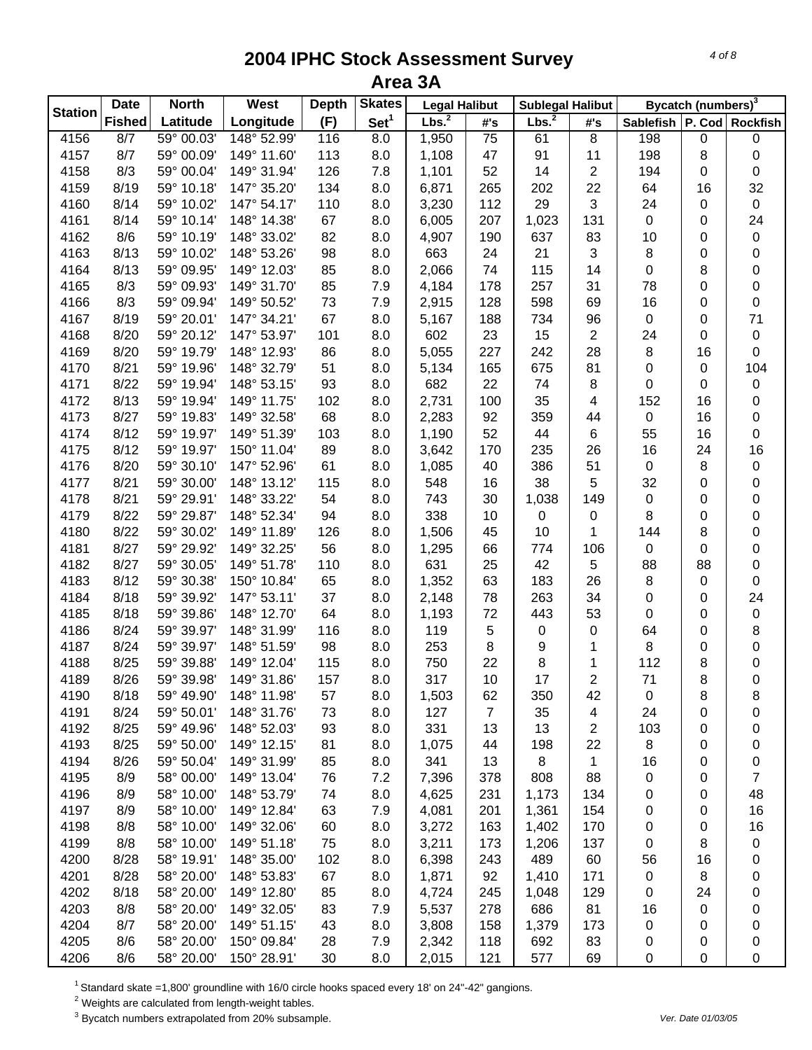# 2004 IPHC Stock Assessment Survey
## Area 3A

| Station | Date Fished | North Latitude | West Longitude | Depth (F) | Skates Set[1] | Legal Halibut Lbs.[2] | Legal Halibut #'s | Sublegal Halibut Lbs.[2] | Sublegal Halibut #'s | Bycatch (numbers)[3] Sablefish | P. Cod | Rockfish |
|---|---|---|---|---|---|---|---|---|---|---|---|---|
| 4156 | 8/7 | 59° 00.03' | 148° 52.99' | 116 | 8.0 | 1,950 | 75 | 61 | 8 | 198 | 0 | 0 |
| 4157 | 8/7 | 59° 00.09' | 149° 11.60' | 113 | 8.0 | 1,108 | 47 | 91 | 11 | 198 | 8 | 0 |
| 4158 | 8/3 | 59° 00.04' | 149° 31.94' | 126 | 7.8 | 1,101 | 52 | 14 | 2 | 194 | 0 | 0 |
| 4159 | 8/19 | 59° 10.18' | 147° 35.20' | 134 | 8.0 | 6,871 | 265 | 202 | 22 | 64 | 16 | 32 |
| 4160 | 8/14 | 59° 10.02' | 147° 54.17' | 110 | 8.0 | 3,230 | 112 | 29 | 3 | 24 | 0 | 0 |
| 4161 | 8/14 | 59° 10.14' | 148° 14.38' | 67 | 8.0 | 6,005 | 207 | 1,023 | 131 | 0 | 0 | 24 |
| 4162 | 8/6 | 59° 10.19' | 148° 33.02' | 82 | 8.0 | 4,907 | 190 | 637 | 83 | 10 | 0 | 0 |
| 4163 | 8/13 | 59° 10.02' | 148° 53.26' | 98 | 8.0 | 663 | 24 | 21 | 3 | 8 | 0 | 0 |
| 4164 | 8/13 | 59° 09.95' | 149° 12.03' | 85 | 8.0 | 2,066 | 74 | 115 | 14 | 0 | 8 | 0 |
| 4165 | 8/3 | 59° 09.93' | 149° 31.70' | 85 | 7.9 | 4,184 | 178 | 257 | 31 | 78 | 0 | 0 |
| 4166 | 8/3 | 59° 09.94' | 149° 50.52' | 73 | 7.9 | 2,915 | 128 | 598 | 69 | 16 | 0 | 0 |
| 4167 | 8/19 | 59° 20.01' | 147° 34.21' | 67 | 8.0 | 5,167 | 188 | 734 | 96 | 0 | 0 | 71 |
| 4168 | 8/20 | 59° 20.12' | 147° 53.97' | 101 | 8.0 | 602 | 23 | 15 | 2 | 24 | 0 | 0 |
| 4169 | 8/20 | 59° 19.79' | 148° 12.93' | 86 | 8.0 | 5,055 | 227 | 242 | 28 | 8 | 16 | 0 |
| 4170 | 8/21 | 59° 19.96' | 148° 32.79' | 51 | 8.0 | 5,134 | 165 | 675 | 81 | 0 | 0 | 104 |
| 4171 | 8/22 | 59° 19.94' | 148° 53.15' | 93 | 8.0 | 682 | 22 | 74 | 8 | 0 | 0 | 0 |
| 4172 | 8/13 | 59° 19.94' | 149° 11.75' | 102 | 8.0 | 2,731 | 100 | 35 | 4 | 152 | 16 | 0 |
| 4173 | 8/27 | 59° 19.83' | 149° 32.58' | 68 | 8.0 | 2,283 | 92 | 359 | 44 | 0 | 16 | 0 |
| 4174 | 8/12 | 59° 19.97' | 149° 51.39' | 103 | 8.0 | 1,190 | 52 | 44 | 6 | 55 | 16 | 0 |
| 4175 | 8/12 | 59° 19.97' | 150° 11.04' | 89 | 8.0 | 3,642 | 170 | 235 | 26 | 16 | 24 | 16 |
| 4176 | 8/20 | 59° 30.10' | 147° 52.96' | 61 | 8.0 | 1,085 | 40 | 386 | 51 | 0 | 8 | 0 |
| 4177 | 8/21 | 59° 30.00' | 148° 13.12' | 115 | 8.0 | 548 | 16 | 38 | 5 | 32 | 0 | 0 |
| 4178 | 8/21 | 59° 29.91' | 148° 33.22' | 54 | 8.0 | 743 | 30 | 1,038 | 149 | 0 | 0 | 0 |
| 4179 | 8/22 | 59° 29.87' | 148° 52.34' | 94 | 8.0 | 338 | 10 | 0 | 0 | 8 | 0 | 0 |
| 4180 | 8/22 | 59° 30.02' | 149° 11.89' | 126 | 8.0 | 1,506 | 45 | 10 | 1 | 144 | 8 | 0 |
| 4181 | 8/27 | 59° 29.92' | 149° 32.25' | 56 | 8.0 | 1,295 | 66 | 774 | 106 | 0 | 0 | 0 |
| 4182 | 8/27 | 59° 30.05' | 149° 51.78' | 110 | 8.0 | 631 | 25 | 42 | 5 | 88 | 88 | 0 |
| 4183 | 8/12 | 59° 30.38' | 150° 10.84' | 65 | 8.0 | 1,352 | 63 | 183 | 26 | 8 | 0 | 0 |
| 4184 | 8/18 | 59° 39.92' | 147° 53.11' | 37 | 8.0 | 2,148 | 78 | 263 | 34 | 0 | 0 | 24 |
| 4185 | 8/18 | 59° 39.86' | 148° 12.70' | 64 | 8.0 | 1,193 | 72 | 443 | 53 | 0 | 0 | 0 |
| 4186 | 8/24 | 59° 39.97' | 148° 31.99' | 116 | 8.0 | 119 | 5 | 0 | 0 | 64 | 0 | 8 |
| 4187 | 8/24 | 59° 39.97' | 148° 51.59' | 98 | 8.0 | 253 | 8 | 9 | 1 | 8 | 0 | 0 |
| 4188 | 8/25 | 59° 39.88' | 149° 12.04' | 115 | 8.0 | 750 | 22 | 8 | 1 | 112 | 8 | 0 |
| 4189 | 8/26 | 59° 39.98' | 149° 31.86' | 157 | 8.0 | 317 | 10 | 17 | 2 | 71 | 8 | 0 |
| 4190 | 8/18 | 59° 49.90' | 148° 11.98' | 57 | 8.0 | 1,503 | 62 | 350 | 42 | 0 | 8 | 8 |
| 4191 | 8/24 | 59° 50.01' | 148° 31.76' | 73 | 8.0 | 127 | 7 | 35 | 4 | 24 | 0 | 0 |
| 4192 | 8/25 | 59° 49.96' | 148° 52.03' | 93 | 8.0 | 331 | 13 | 13 | 2 | 103 | 0 | 0 |
| 4193 | 8/25 | 59° 50.00' | 149° 12.15' | 81 | 8.0 | 1,075 | 44 | 198 | 22 | 8 | 0 | 0 |
| 4194 | 8/26 | 59° 50.04' | 149° 31.99' | 85 | 8.0 | 341 | 13 | 8 | 1 | 16 | 0 | 0 |
| 4195 | 8/9 | 58° 00.00' | 149° 13.04' | 76 | 7.2 | 7,396 | 378 | 808 | 88 | 0 | 0 | 7 |
| 4196 | 8/9 | 58° 10.00' | 148° 53.79' | 74 | 8.0 | 4,625 | 231 | 1,173 | 134 | 0 | 0 | 48 |
| 4197 | 8/9 | 58° 10.00' | 149° 12.84' | 63 | 7.9 | 4,081 | 201 | 1,361 | 154 | 0 | 0 | 16 |
| 4198 | 8/8 | 58° 10.00' | 149° 32.06' | 60 | 8.0 | 3,272 | 163 | 1,402 | 170 | 0 | 0 | 16 |
| 4199 | 8/8 | 58° 10.00' | 149° 51.18' | 75 | 8.0 | 3,211 | 173 | 1,206 | 137 | 0 | 8 | 0 |
| 4200 | 8/28 | 58° 19.91' | 148° 35.00' | 102 | 8.0 | 6,398 | 243 | 489 | 60 | 56 | 16 | 0 |
| 4201 | 8/28 | 58° 20.00' | 148° 53.83' | 67 | 8.0 | 1,871 | 92 | 1,410 | 171 | 0 | 8 | 0 |
| 4202 | 8/18 | 58° 20.00' | 149° 12.80' | 85 | 8.0 | 4,724 | 245 | 1,048 | 129 | 0 | 24 | 0 |
| 4203 | 8/8 | 58° 20.00' | 149° 32.05' | 83 | 7.9 | 5,537 | 278 | 686 | 81 | 16 | 0 | 0 |
| 4204 | 8/7 | 58° 20.00' | 149° 51.15' | 43 | 8.0 | 3,808 | 158 | 1,379 | 173 | 0 | 0 | 0 |
| 4205 | 8/6 | 58° 20.00' | 150° 09.84' | 28 | 7.9 | 2,342 | 118 | 692 | 83 | 0 | 0 | 0 |
| 4206 | 8/6 | 58° 20.00' | 150° 28.91' | 30 | 8.0 | 2,015 | 121 | 577 | 69 | 0 | 0 | 0 |

[1] Standard skate =1,800' groundline with 16/0 circle hooks spaced every 18' on 24"-42" gangions.
[2] Weights are calculated from length-weight tables.
[3] Bycatch numbers extrapolated from 20% subsample.

Ver. Date 01/03/05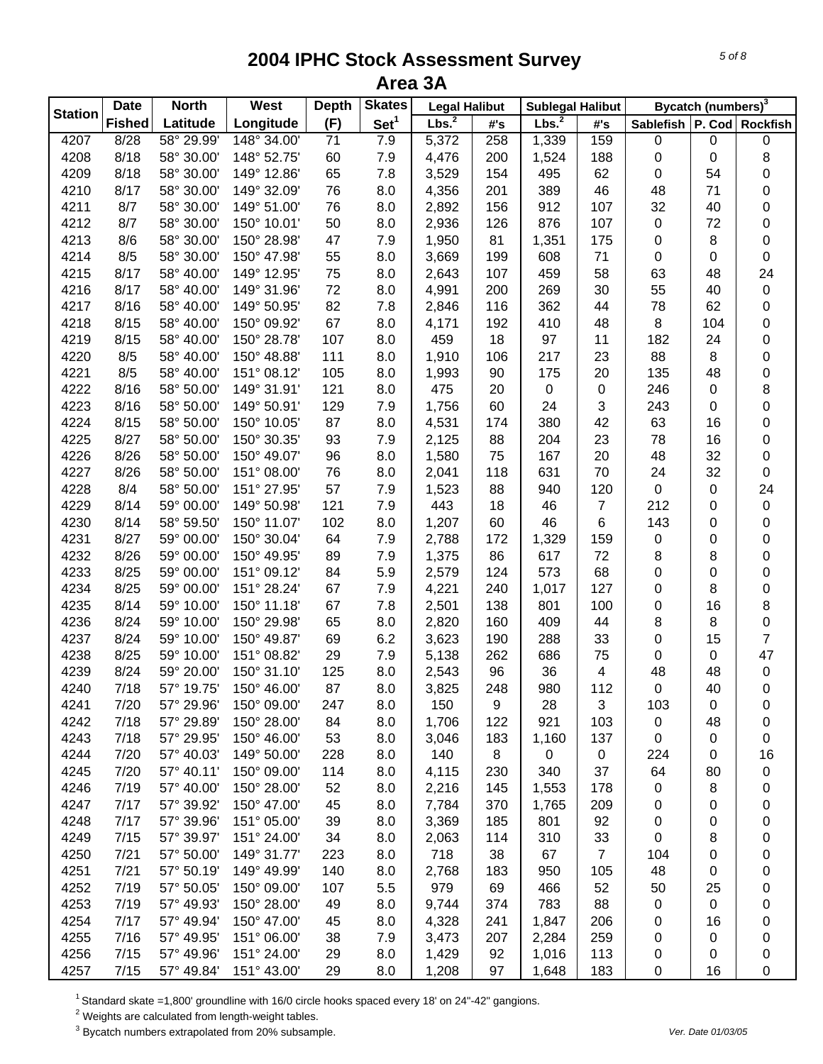# 2004 IPHC Stock Assessment Survey
## Area 3A

| Station | Date | North | West | Depth | Skates | Legal Halibut | | Sublegal Halibut | | Bycatch (numbers)[3] | | |
|---|---|---|---|---|---|---|---|---|---|---|---|---|
| | Fished | Latitude | Longitude | (F) | Set[1] | Lbs.[2] | #'s | Lbs.[2] | #'s | Sablefish | P. Cod | Rockfish |
| 4207 | 8/28 | 58° 29.99' | 148° 34.00' | 71 | 7.9 | 5,372 | 258 | 1,339 | 159 | 0 | 0 | 0 |
| 4208 | 8/18 | 58° 30.00' | 148° 52.75' | 60 | 7.9 | 4,476 | 200 | 1,524 | 188 | 0 | 0 | 8 |
| 4209 | 8/18 | 58° 30.00' | 149° 12.86' | 65 | 7.8 | 3,529 | 154 | 495 | 62 | 0 | 54 | 0 |
| 4210 | 8/17 | 58° 30.00' | 149° 32.09' | 76 | 8.0 | 4,356 | 201 | 389 | 46 | 48 | 71 | 0 |
| 4211 | 8/7 | 58° 30.00' | 149° 51.00' | 76 | 8.0 | 2,892 | 156 | 912 | 107 | 32 | 40 | 0 |
| 4212 | 8/7 | 58° 30.00' | 150° 10.01' | 50 | 8.0 | 2,936 | 126 | 876 | 107 | 0 | 72 | 0 |
| 4213 | 8/6 | 58° 30.00' | 150° 28.98' | 47 | 7.9 | 1,950 | 81 | 1,351 | 175 | 0 | 8 | 0 |
| 4214 | 8/5 | 58° 30.00' | 150° 47.98' | 55 | 8.0 | 3,669 | 199 | 608 | 71 | 0 | 0 | 0 |
| 4215 | 8/17 | 58° 40.00' | 149° 12.95' | 75 | 8.0 | 2,643 | 107 | 459 | 58 | 63 | 48 | 24 |
| 4216 | 8/17 | 58° 40.00' | 149° 31.96' | 72 | 8.0 | 4,991 | 200 | 269 | 30 | 55 | 40 | 0 |
| 4217 | 8/16 | 58° 40.00' | 149° 50.95' | 82 | 7.8 | 2,846 | 116 | 362 | 44 | 78 | 62 | 0 |
| 4218 | 8/15 | 58° 40.00' | 150° 09.92' | 67 | 8.0 | 4,171 | 192 | 410 | 48 | 8 | 104 | 0 |
| 4219 | 8/15 | 58° 40.00' | 150° 28.78' | 107 | 8.0 | 459 | 18 | 97 | 11 | 182 | 24 | 0 |
| 4220 | 8/5 | 58° 40.00' | 150° 48.88' | 111 | 8.0 | 1,910 | 106 | 217 | 23 | 88 | 8 | 0 |
| 4221 | 8/5 | 58° 40.00' | 151° 08.12' | 105 | 8.0 | 1,993 | 90 | 175 | 20 | 135 | 48 | 0 |
| 4222 | 8/16 | 58° 50.00' | 149° 31.91' | 121 | 8.0 | 475 | 20 | 0 | 0 | 246 | 0 | 8 |
| 4223 | 8/16 | 58° 50.00' | 149° 50.91' | 129 | 7.9 | 1,756 | 60 | 24 | 3 | 243 | 0 | 0 |
| 4224 | 8/15 | 58° 50.00' | 150° 10.05' | 87 | 8.0 | 4,531 | 174 | 380 | 42 | 63 | 16 | 0 |
| 4225 | 8/27 | 58° 50.00' | 150° 30.35' | 93 | 7.9 | 2,125 | 88 | 204 | 23 | 78 | 16 | 0 |
| 4226 | 8/26 | 58° 50.00' | 150° 49.07' | 96 | 8.0 | 1,580 | 75 | 167 | 20 | 48 | 32 | 0 |
| 4227 | 8/26 | 58° 50.00' | 151° 08.00' | 76 | 8.0 | 2,041 | 118 | 631 | 70 | 24 | 32 | 0 |
| 4228 | 8/4 | 58° 50.00' | 151° 27.95' | 57 | 7.9 | 1,523 | 88 | 940 | 120 | 0 | 0 | 24 |
| 4229 | 8/14 | 59° 00.00' | 149° 50.98' | 121 | 7.9 | 443 | 18 | 46 | 7 | 212 | 0 | 0 |
| 4230 | 8/14 | 58° 59.50' | 150° 11.07' | 102 | 8.0 | 1,207 | 60 | 46 | 6 | 143 | 0 | 0 |
| 4231 | 8/27 | 59° 00.00' | 150° 30.04' | 64 | 7.9 | 2,788 | 172 | 1,329 | 159 | 0 | 0 | 0 |
| 4232 | 8/26 | 59° 00.00' | 150° 49.95' | 89 | 7.9 | 1,375 | 86 | 617 | 72 | 8 | 8 | 0 |
| 4233 | 8/25 | 59° 00.00' | 151° 09.12' | 84 | 5.9 | 2,579 | 124 | 573 | 68 | 0 | 0 | 0 |
| 4234 | 8/25 | 59° 00.00' | 151° 28.24' | 67 | 7.9 | 4,221 | 240 | 1,017 | 127 | 0 | 8 | 0 |
| 4235 | 8/14 | 59° 10.00' | 150° 11.18' | 67 | 7.8 | 2,501 | 138 | 801 | 100 | 0 | 16 | 8 |
| 4236 | 8/24 | 59° 10.00' | 150° 29.98' | 65 | 8.0 | 2,820 | 160 | 409 | 44 | 8 | 8 | 0 |
| 4237 | 8/24 | 59° 10.00' | 150° 49.87' | 69 | 6.2 | 3,623 | 190 | 288 | 33 | 0 | 15 | 7 |
| 4238 | 8/25 | 59° 10.00' | 151° 08.82' | 29 | 7.9 | 5,138 | 262 | 686 | 75 | 0 | 0 | 47 |
| 4239 | 8/24 | 59° 20.00' | 150° 31.10' | 125 | 8.0 | 2,543 | 96 | 36 | 4 | 48 | 48 | 0 |
| 4240 | 7/18 | 57° 19.75' | 150° 46.00' | 87 | 8.0 | 3,825 | 248 | 980 | 112 | 0 | 40 | 0 |
| 4241 | 7/20 | 57° 29.96' | 150° 09.00' | 247 | 8.0 | 150 | 9 | 28 | 3 | 103 | 0 | 0 |
| 4242 | 7/18 | 57° 29.89' | 150° 28.00' | 84 | 8.0 | 1,706 | 122 | 921 | 103 | 0 | 48 | 0 |
| 4243 | 7/18 | 57° 29.95' | 150° 46.00' | 53 | 8.0 | 3,046 | 183 | 1,160 | 137 | 0 | 0 | 0 |
| 4244 | 7/20 | 57° 40.03' | 149° 50.00' | 228 | 8.0 | 140 | 8 | 0 | 0 | 224 | 0 | 16 |
| 4245 | 7/20 | 57° 40.11' | 150° 09.00' | 114 | 8.0 | 4,115 | 230 | 340 | 37 | 64 | 80 | 0 |
| 4246 | 7/19 | 57° 40.00' | 150° 28.00' | 52 | 8.0 | 2,216 | 145 | 1,553 | 178 | 0 | 8 | 0 |
| 4247 | 7/17 | 57° 39.92' | 150° 47.00' | 45 | 8.0 | 7,784 | 370 | 1,765 | 209 | 0 | 0 | 0 |
| 4248 | 7/17 | 57° 39.96' | 151° 05.00' | 39 | 8.0 | 3,369 | 185 | 801 | 92 | 0 | 0 | 0 |
| 4249 | 7/15 | 57° 39.97' | 151° 24.00' | 34 | 8.0 | 2,063 | 114 | 310 | 33 | 0 | 8 | 0 |
| 4250 | 7/21 | 57° 50.00' | 149° 31.77' | 223 | 8.0 | 718 | 38 | 67 | 7 | 104 | 0 | 0 |
| 4251 | 7/21 | 57° 50.19' | 149° 49.99' | 140 | 8.0 | 2,768 | 183 | 950 | 105 | 48 | 0 | 0 |
| 4252 | 7/19 | 57° 50.05' | 150° 09.00' | 107 | 5.5 | 979 | 69 | 466 | 52 | 50 | 25 | 0 |
| 4253 | 7/19 | 57° 49.93' | 150° 28.00' | 49 | 8.0 | 9,744 | 374 | 783 | 88 | 0 | 0 | 0 |
| 4254 | 7/17 | 57° 49.94' | 150° 47.00' | 45 | 8.0 | 4,328 | 241 | 1,847 | 206 | 0 | 16 | 0 |
| 4255 | 7/16 | 57° 49.95' | 151° 06.00' | 38 | 7.9 | 3,473 | 207 | 2,284 | 259 | 0 | 0 | 0 |
| 4256 | 7/15 | 57° 49.96' | 151° 24.00' | 29 | 8.0 | 1,429 | 92 | 1,016 | 113 | 0 | 0 | 0 |
| 4257 | 7/15 | 57° 49.84' | 151° 43.00' | 29 | 8.0 | 1,208 | 97 | 1,648 | 183 | 0 | 16 | 0 |

[1] Standard skate =1,800' groundline with 16/0 circle hooks spaced every 18' on 24"-42" gangions.
[2] Weights are calculated from length-weight tables.
[3] Bycatch numbers extrapolated from 20% subsample.

Ver. Date 01/03/05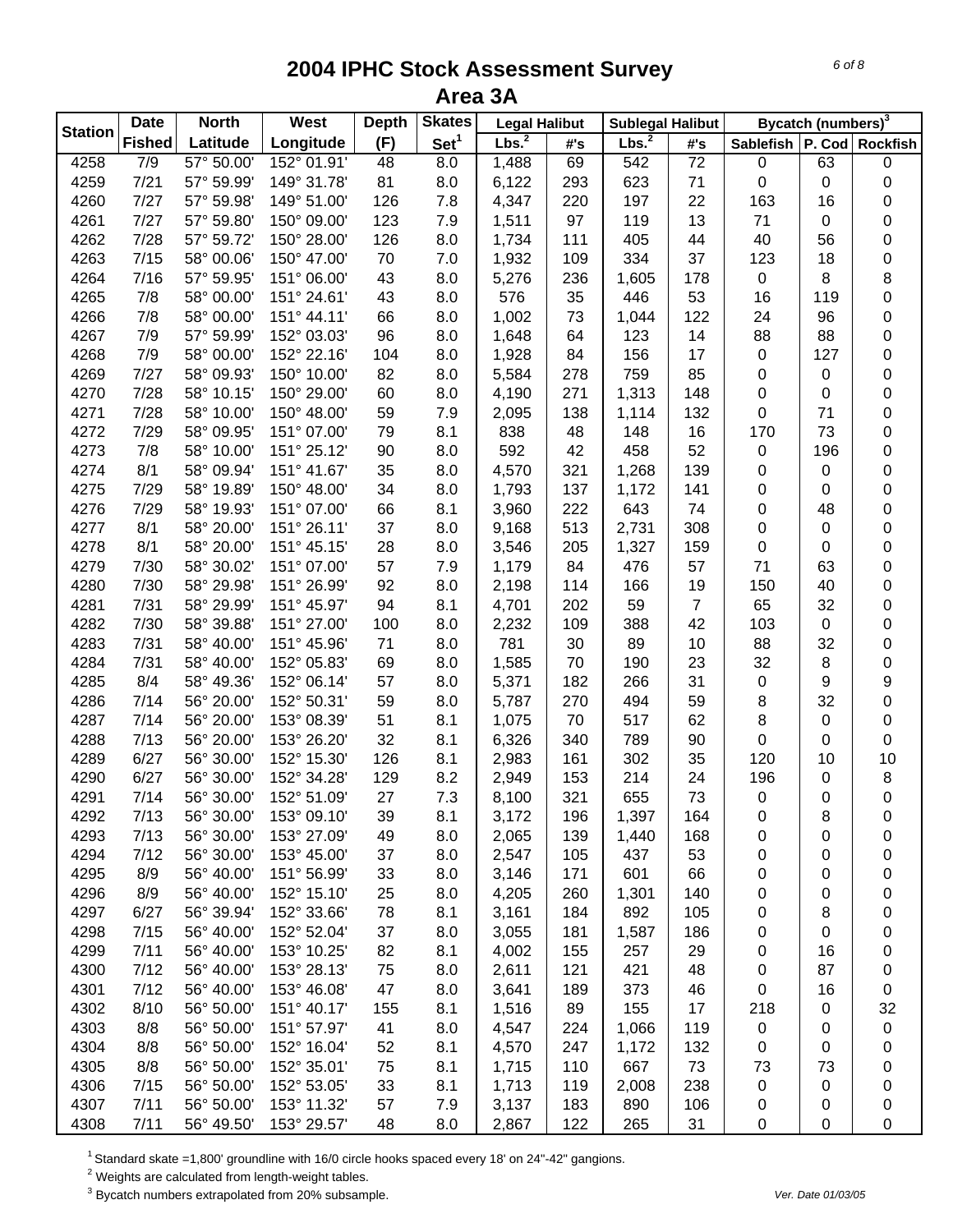# 2004 IPHC Stock Assessment Survey
## Area 3A

| Station | Date | North | West | Depth | Skates | Legal Halibut | | Sublegal Halibut | | Bycatch (numbers)[3] | | |
|---|---|---|---|---|---|---|---|---|---|---|---|---|
| | Fished | Latitude | Longitude | (F) | Set[1] | Lbs.[2] | #'s | Lbs.[2] | #'s | Sablefish | P. Cod | Rockfish |
| 4258 | 7/9 | 57° 50.00' | 152° 01.91' | 48 | 8.0 | 1,488 | 69 | 542 | 72 | 0 | 63 | 0 |
| 4259 | 7/21 | 57° 59.99' | 149° 31.78' | 81 | 8.0 | 6,122 | 293 | 623 | 71 | 0 | 0 | 0 |
| 4260 | 7/27 | 57° 59.98' | 149° 51.00' | 126 | 7.8 | 4,347 | 220 | 197 | 22 | 163 | 16 | 0 |
| 4261 | 7/27 | 57° 59.80' | 150° 09.00' | 123 | 7.9 | 1,511 | 97 | 119 | 13 | 71 | 0 | 0 |
| 4262 | 7/28 | 57° 59.72' | 150° 28.00' | 126 | 8.0 | 1,734 | 111 | 405 | 44 | 40 | 56 | 0 |
| 4263 | 7/15 | 58° 00.06' | 150° 47.00' | 70 | 7.0 | 1,932 | 109 | 334 | 37 | 123 | 18 | 0 |
| 4264 | 7/16 | 57° 59.95' | 151° 06.00' | 43 | 8.0 | 5,276 | 236 | 1,605 | 178 | 0 | 8 | 8 |
| 4265 | 7/8 | 58° 00.00' | 151° 24.61' | 43 | 8.0 | 576 | 35 | 446 | 53 | 16 | 119 | 0 |
| 4266 | 7/8 | 58° 00.00' | 151° 44.11' | 66 | 8.0 | 1,002 | 73 | 1,044 | 122 | 24 | 96 | 0 |
| 4267 | 7/9 | 57° 59.99' | 152° 03.03' | 96 | 8.0 | 1,648 | 64 | 123 | 14 | 88 | 88 | 0 |
| 4268 | 7/9 | 58° 00.00' | 152° 22.16' | 104 | 8.0 | 1,928 | 84 | 156 | 17 | 0 | 127 | 0 |
| 4269 | 7/27 | 58° 09.93' | 150° 10.00' | 82 | 8.0 | 5,584 | 278 | 759 | 85 | 0 | 0 | 0 |
| 4270 | 7/28 | 58° 10.15' | 150° 29.00' | 60 | 8.0 | 4,190 | 271 | 1,313 | 148 | 0 | 0 | 0 |
| 4271 | 7/28 | 58° 10.00' | 150° 48.00' | 59 | 7.9 | 2,095 | 138 | 1,114 | 132 | 0 | 71 | 0 |
| 4272 | 7/29 | 58° 09.95' | 151° 07.00' | 79 | 8.1 | 838 | 48 | 148 | 16 | 170 | 73 | 0 |
| 4273 | 7/8 | 58° 10.00' | 151° 25.12' | 90 | 8.0 | 592 | 42 | 458 | 52 | 0 | 196 | 0 |
| 4274 | 8/1 | 58° 09.94' | 151° 41.67' | 35 | 8.0 | 4,570 | 321 | 1,268 | 139 | 0 | 0 | 0 |
| 4275 | 7/29 | 58° 19.89' | 150° 48.00' | 34 | 8.0 | 1,793 | 137 | 1,172 | 141 | 0 | 0 | 0 |
| 4276 | 7/29 | 58° 19.93' | 151° 07.00' | 66 | 8.1 | 3,960 | 222 | 643 | 74 | 0 | 48 | 0 |
| 4277 | 8/1 | 58° 20.00' | 151° 26.11' | 37 | 8.0 | 9,168 | 513 | 2,731 | 308 | 0 | 0 | 0 |
| 4278 | 8/1 | 58° 20.00' | 151° 45.15' | 28 | 8.0 | 3,546 | 205 | 1,327 | 159 | 0 | 0 | 0 |
| 4279 | 7/30 | 58° 30.02' | 151° 07.00' | 57 | 7.9 | 1,179 | 84 | 476 | 57 | 71 | 63 | 0 |
| 4280 | 7/30 | 58° 29.98' | 151° 26.99' | 92 | 8.0 | 2,198 | 114 | 166 | 19 | 150 | 40 | 0 |
| 4281 | 7/31 | 58° 29.99' | 151° 45.97' | 94 | 8.1 | 4,701 | 202 | 59 | 7 | 65 | 32 | 0 |
| 4282 | 7/30 | 58° 39.88' | 151° 27.00' | 100 | 8.0 | 2,232 | 109 | 388 | 42 | 103 | 0 | 0 |
| 4283 | 7/31 | 58° 40.00' | 151° 45.96' | 71 | 8.0 | 781 | 30 | 89 | 10 | 88 | 32 | 0 |
| 4284 | 7/31 | 58° 40.00' | 152° 05.83' | 69 | 8.0 | 1,585 | 70 | 190 | 23 | 32 | 8 | 0 |
| 4285 | 8/4 | 58° 49.36' | 152° 06.14' | 57 | 8.0 | 5,371 | 182 | 266 | 31 | 0 | 9 | 9 |
| 4286 | 7/14 | 56° 20.00' | 152° 50.31' | 59 | 8.0 | 5,787 | 270 | 494 | 59 | 8 | 32 | 0 |
| 4287 | 7/14 | 56° 20.00' | 153° 08.39' | 51 | 8.1 | 1,075 | 70 | 517 | 62 | 8 | 0 | 0 |
| 4288 | 7/13 | 56° 20.00' | 153° 26.20' | 32 | 8.1 | 6,326 | 340 | 789 | 90 | 0 | 0 | 0 |
| 4289 | 6/27 | 56° 30.00' | 152° 15.30' | 126 | 8.1 | 2,983 | 161 | 302 | 35 | 120 | 10 | 10 |
| 4290 | 6/27 | 56° 30.00' | 152° 34.28' | 129 | 8.2 | 2,949 | 153 | 214 | 24 | 196 | 0 | 8 |
| 4291 | 7/14 | 56° 30.00' | 152° 51.09' | 27 | 7.3 | 8,100 | 321 | 655 | 73 | 0 | 0 | 0 |
| 4292 | 7/13 | 56° 30.00' | 153° 09.10' | 39 | 8.1 | 3,172 | 196 | 1,397 | 164 | 0 | 8 | 0 |
| 4293 | 7/13 | 56° 30.00' | 153° 27.09' | 49 | 8.0 | 2,065 | 139 | 1,440 | 168 | 0 | 0 | 0 |
| 4294 | 7/12 | 56° 30.00' | 153° 45.00' | 37 | 8.0 | 2,547 | 105 | 437 | 53 | 0 | 0 | 0 |
| 4295 | 8/9 | 56° 40.00' | 151° 56.99' | 33 | 8.0 | 3,146 | 171 | 601 | 66 | 0 | 0 | 0 |
| 4296 | 8/9 | 56° 40.00' | 152° 15.10' | 25 | 8.0 | 4,205 | 260 | 1,301 | 140 | 0 | 0 | 0 |
| 4297 | 6/27 | 56° 39.94' | 152° 33.66' | 78 | 8.1 | 3,161 | 184 | 892 | 105 | 0 | 8 | 0 |
| 4298 | 7/15 | 56° 40.00' | 152° 52.04' | 37 | 8.0 | 3,055 | 181 | 1,587 | 186 | 0 | 0 | 0 |
| 4299 | 7/11 | 56° 40.00' | 153° 10.25' | 82 | 8.1 | 4,002 | 155 | 257 | 29 | 0 | 16 | 0 |
| 4300 | 7/12 | 56° 40.00' | 153° 28.13' | 75 | 8.0 | 2,611 | 121 | 421 | 48 | 0 | 87 | 0 |
| 4301 | 7/12 | 56° 40.00' | 153° 46.08' | 47 | 8.0 | 3,641 | 189 | 373 | 46 | 0 | 16 | 0 |
| 4302 | 8/10 | 56° 50.00' | 151° 40.17' | 155 | 8.1 | 1,516 | 89 | 155 | 17 | 218 | 0 | 32 |
| 4303 | 8/8 | 56° 50.00' | 151° 57.97' | 41 | 8.0 | 4,547 | 224 | 1,066 | 119 | 0 | 0 | 0 |
| 4304 | 8/8 | 56° 50.00' | 152° 16.04' | 52 | 8.1 | 4,570 | 247 | 1,172 | 132 | 0 | 0 | 0 |
| 4305 | 8/8 | 56° 50.00' | 152° 35.01' | 75 | 8.1 | 1,715 | 110 | 667 | 73 | 73 | 73 | 0 |
| 4306 | 7/15 | 56° 50.00' | 152° 53.05' | 33 | 8.1 | 1,713 | 119 | 2,008 | 238 | 0 | 0 | 0 |
| 4307 | 7/11 | 56° 50.00' | 153° 11.32' | 57 | 7.9 | 3,137 | 183 | 890 | 106 | 0 | 0 | 0 |
| 4308 | 7/11 | 56° 49.50' | 153° 29.57' | 48 | 8.0 | 2,867 | 122 | 265 | 31 | 0 | 0 | 0 |

[1] Standard skate =1,800' groundline with 16/0 circle hooks spaced every 18' on 24"-42" gangions.

[2] Weights are calculated from length-weight tables.

[3] Bycatch numbers extrapolated from 20% subsample.

Ver. Date 01/03/05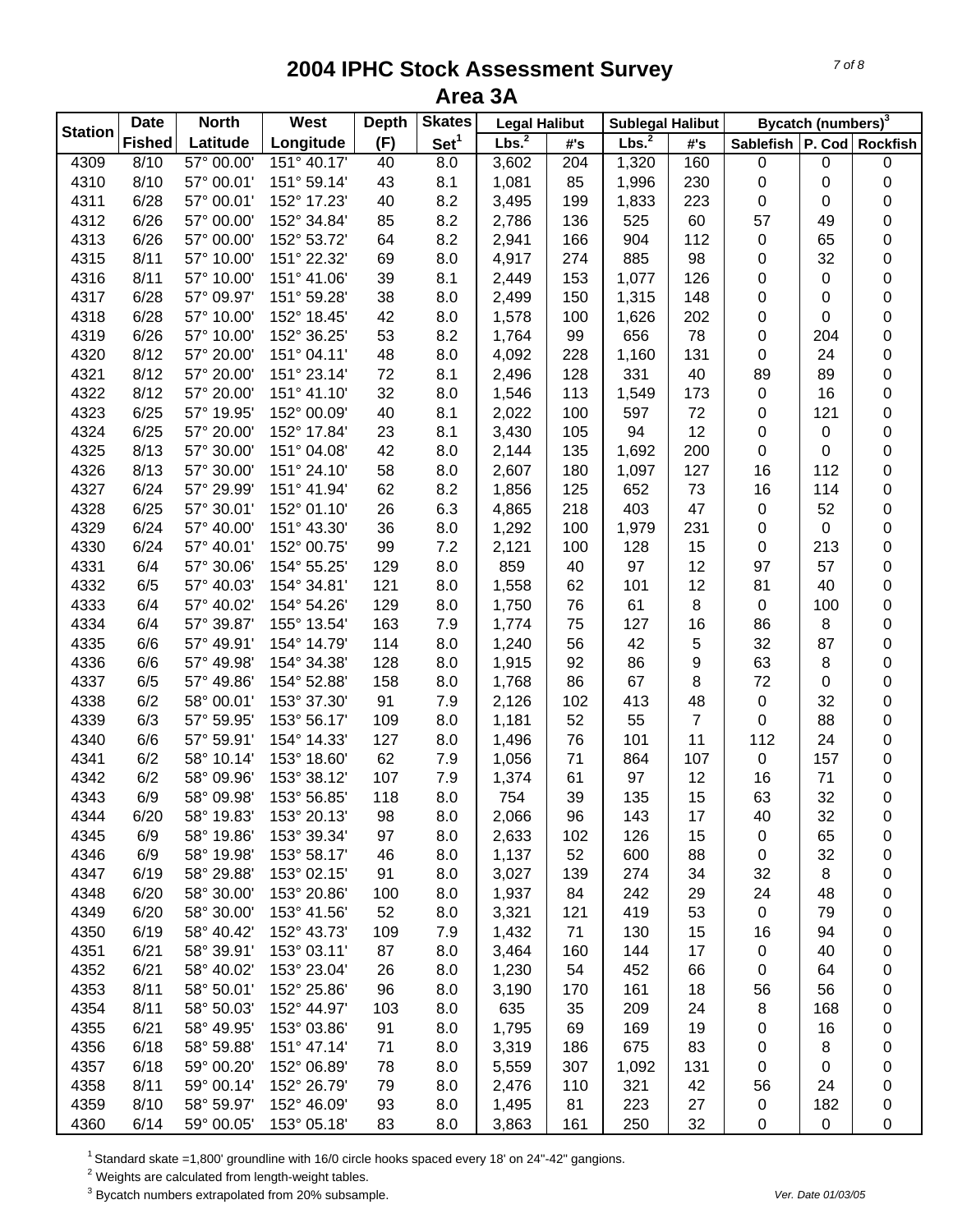# 2004 IPHC Stock Assessment Survey
## Area 3A

| Station | Date Fished | North Latitude | West Longitude | Depth (F) | Skates Set[1] | Legal Halibut Lbs.[2] | Legal Halibut #'s | Sublegal Halibut Lbs.[2] | Sublegal Halibut #'s | Bycatch (numbers)[3] Sablefish | P. Cod | Rockfish |
|---|---|---|---|---|---|---|---|---|---|---|---|---|
| 4309 | 8/10 | 57° 00.00' | 151° 40.17' | 40 | 8.0 | 3,602 | 204 | 1,320 | 160 | 0 | 0 | 0 |
| 4310 | 8/10 | 57° 00.01' | 151° 59.14' | 43 | 8.1 | 1,081 | 85 | 1,996 | 230 | 0 | 0 | 0 |
| 4311 | 6/28 | 57° 00.01' | 152° 17.23' | 40 | 8.2 | 3,495 | 199 | 1,833 | 223 | 0 | 0 | 0 |
| 4312 | 6/26 | 57° 00.00' | 152° 34.84' | 85 | 8.2 | 2,786 | 136 | 525 | 60 | 57 | 49 | 0 |
| 4313 | 6/26 | 57° 00.00' | 152° 53.72' | 64 | 8.2 | 2,941 | 166 | 904 | 112 | 0 | 65 | 0 |
| 4315 | 8/11 | 57° 10.00' | 151° 22.32' | 69 | 8.0 | 4,917 | 274 | 885 | 98 | 0 | 32 | 0 |
| 4316 | 8/11 | 57° 10.00' | 151° 41.06' | 39 | 8.1 | 2,449 | 153 | 1,077 | 126 | 0 | 0 | 0 |
| 4317 | 6/28 | 57° 09.97' | 151° 59.28' | 38 | 8.0 | 2,499 | 150 | 1,315 | 148 | 0 | 0 | 0 |
| 4318 | 6/28 | 57° 10.00' | 152° 18.45' | 42 | 8.0 | 1,578 | 100 | 1,626 | 202 | 0 | 0 | 0 |
| 4319 | 6/26 | 57° 10.00' | 152° 36.25' | 53 | 8.2 | 1,764 | 99 | 656 | 78 | 0 | 204 | 0 |
| 4320 | 8/12 | 57° 20.00' | 151° 04.11' | 48 | 8.0 | 4,092 | 228 | 1,160 | 131 | 0 | 24 | 0 |
| 4321 | 8/12 | 57° 20.00' | 151° 23.14' | 72 | 8.1 | 2,496 | 128 | 331 | 40 | 89 | 89 | 0 |
| 4322 | 8/12 | 57° 20.00' | 151° 41.10' | 32 | 8.0 | 1,546 | 113 | 1,549 | 173 | 0 | 16 | 0 |
| 4323 | 6/25 | 57° 19.95' | 152° 00.09' | 40 | 8.1 | 2,022 | 100 | 597 | 72 | 0 | 121 | 0 |
| 4324 | 6/25 | 57° 20.00' | 152° 17.84' | 23 | 8.1 | 3,430 | 105 | 94 | 12 | 0 | 0 | 0 |
| 4325 | 8/13 | 57° 30.00' | 151° 04.08' | 42 | 8.0 | 2,144 | 135 | 1,692 | 200 | 0 | 0 | 0 |
| 4326 | 8/13 | 57° 30.00' | 151° 24.10' | 58 | 8.0 | 2,607 | 180 | 1,097 | 127 | 16 | 112 | 0 |
| 4327 | 6/24 | 57° 29.99' | 151° 41.94' | 62 | 8.2 | 1,856 | 125 | 652 | 73 | 16 | 114 | 0 |
| 4328 | 6/25 | 57° 30.01' | 152° 01.10' | 26 | 6.3 | 4,865 | 218 | 403 | 47 | 0 | 52 | 0 |
| 4329 | 6/24 | 57° 40.00' | 151° 43.30' | 36 | 8.0 | 1,292 | 100 | 1,979 | 231 | 0 | 0 | 0 |
| 4330 | 6/24 | 57° 40.01' | 152° 00.75' | 99 | 7.2 | 2,121 | 100 | 128 | 15 | 0 | 213 | 0 |
| 4331 | 6/4 | 57° 30.06' | 154° 55.25' | 129 | 8.0 | 859 | 40 | 97 | 12 | 97 | 57 | 0 |
| 4332 | 6/5 | 57° 40.03' | 154° 34.81' | 121 | 8.0 | 1,558 | 62 | 101 | 12 | 81 | 40 | 0 |
| 4333 | 6/4 | 57° 40.02' | 154° 54.26' | 129 | 8.0 | 1,750 | 76 | 61 | 8 | 0 | 100 | 0 |
| 4334 | 6/4 | 57° 39.87' | 155° 13.54' | 163 | 7.9 | 1,774 | 75 | 127 | 16 | 86 | 8 | 0 |
| 4335 | 6/6 | 57° 49.91' | 154° 14.79' | 114 | 8.0 | 1,240 | 56 | 42 | 5 | 32 | 87 | 0 |
| 4336 | 6/6 | 57° 49.98' | 154° 34.38' | 128 | 8.0 | 1,915 | 92 | 86 | 9 | 63 | 8 | 0 |
| 4337 | 6/5 | 57° 49.86' | 154° 52.88' | 158 | 8.0 | 1,768 | 86 | 67 | 8 | 72 | 0 | 0 |
| 4338 | 6/2 | 58° 00.01' | 153° 37.30' | 91 | 7.9 | 2,126 | 102 | 413 | 48 | 0 | 32 | 0 |
| 4339 | 6/3 | 57° 59.95' | 153° 56.17' | 109 | 8.0 | 1,181 | 52 | 55 | 7 | 0 | 88 | 0 |
| 4340 | 6/6 | 57° 59.91' | 154° 14.33' | 127 | 8.0 | 1,496 | 76 | 101 | 11 | 112 | 24 | 0 |
| 4341 | 6/2 | 58° 10.14' | 153° 18.60' | 62 | 7.9 | 1,056 | 71 | 864 | 107 | 0 | 157 | 0 |
| 4342 | 6/2 | 58° 09.96' | 153° 38.12' | 107 | 7.9 | 1,374 | 61 | 97 | 12 | 16 | 71 | 0 |
| 4343 | 6/9 | 58° 09.98' | 153° 56.85' | 118 | 8.0 | 754 | 39 | 135 | 15 | 63 | 32 | 0 |
| 4344 | 6/20 | 58° 19.83' | 153° 20.13' | 98 | 8.0 | 2,066 | 96 | 143 | 17 | 40 | 32 | 0 |
| 4345 | 6/9 | 58° 19.86' | 153° 39.34' | 97 | 8.0 | 2,633 | 102 | 126 | 15 | 0 | 65 | 0 |
| 4346 | 6/9 | 58° 19.98' | 153° 58.17' | 46 | 8.0 | 1,137 | 52 | 600 | 88 | 0 | 32 | 0 |
| 4347 | 6/19 | 58° 29.88' | 153° 02.15' | 91 | 8.0 | 3,027 | 139 | 274 | 34 | 32 | 8 | 0 |
| 4348 | 6/20 | 58° 30.00' | 153° 20.86' | 100 | 8.0 | 1,937 | 84 | 242 | 29 | 24 | 48 | 0 |
| 4349 | 6/20 | 58° 30.00' | 153° 41.56' | 52 | 8.0 | 3,321 | 121 | 419 | 53 | 0 | 79 | 0 |
| 4350 | 6/19 | 58° 40.42' | 152° 43.73' | 109 | 7.9 | 1,432 | 71 | 130 | 15 | 16 | 94 | 0 |
| 4351 | 6/21 | 58° 39.91' | 153° 03.11' | 87 | 8.0 | 3,464 | 160 | 144 | 17 | 0 | 40 | 0 |
| 4352 | 6/21 | 58° 40.02' | 153° 23.04' | 26 | 8.0 | 1,230 | 54 | 452 | 66 | 0 | 64 | 0 |
| 4353 | 8/11 | 58° 50.01' | 152° 25.86' | 96 | 8.0 | 3,190 | 170 | 161 | 18 | 56 | 56 | 0 |
| 4354 | 8/11 | 58° 50.03' | 152° 44.97' | 103 | 8.0 | 635 | 35 | 209 | 24 | 8 | 168 | 0 |
| 4355 | 6/21 | 58° 49.95' | 153° 03.86' | 91 | 8.0 | 1,795 | 69 | 169 | 19 | 0 | 16 | 0 |
| 4356 | 6/18 | 58° 59.88' | 151° 47.14' | 71 | 8.0 | 3,319 | 186 | 675 | 83 | 0 | 8 | 0 |
| 4357 | 6/18 | 59° 00.20' | 152° 06.89' | 78 | 8.0 | 5,559 | 307 | 1,092 | 131 | 0 | 0 | 0 |
| 4358 | 8/11 | 59° 00.14' | 152° 26.79' | 79 | 8.0 | 2,476 | 110 | 321 | 42 | 56 | 24 | 0 |
| 4359 | 8/10 | 58° 59.97' | 152° 46.09' | 93 | 8.0 | 1,495 | 81 | 223 | 27 | 0 | 182 | 0 |
| 4360 | 6/14 | 59° 00.05' | 153° 05.18' | 83 | 8.0 | 3,863 | 161 | 250 | 32 | 0 | 0 | 0 |

[1] Standard skate =1,800' groundline with 16/0 circle hooks spaced every 18' on 24"-42" gangions.

[2] Weights are calculated from length-weight tables.

[3] Bycatch numbers extrapolated from 20% subsample.

Ver. Date 01/03/05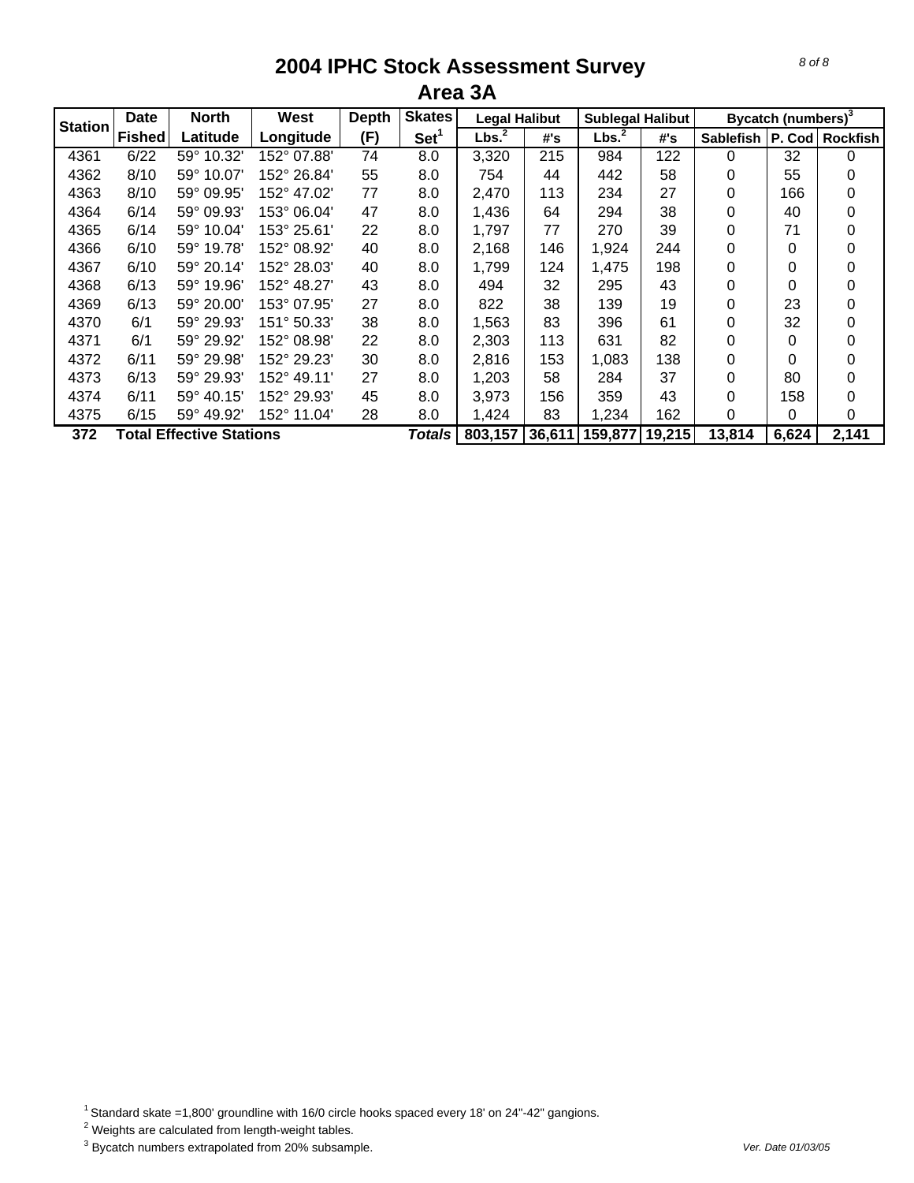# 2004 IPHC Stock Assessment Survey

## Area 3A

| Station | Date Fished | North Latitude | West Longitude | Depth (F) | Skates Set[1] | Legal Halibut Lbs.[2] | Legal Halibut #'s | Sublegal Halibut Lbs.[2] | Sublegal Halibut #'s | Bycatch (numbers)[3] Sablefish | P. Cod | Rockfish |
|---|---|---|---|---|---|---|---|---|---|---|---|---|
| 4361 | 6/22 | 59° 10.32' | 152° 07.88' | 74 | 8.0 | 3,320 | 215 | 984 | 122 | 0 | 32 | 0 |
| 4362 | 8/10 | 59° 10.07' | 152° 26.84' | 55 | 8.0 | 754 | 44 | 442 | 58 | 0 | 55 | 0 |
| 4363 | 8/10 | 59° 09.95' | 152° 47.02' | 77 | 8.0 | 2,470 | 113 | 234 | 27 | 0 | 166 | 0 |
| 4364 | 6/14 | 59° 09.93' | 153° 06.04' | 47 | 8.0 | 1,436 | 64 | 294 | 38 | 0 | 40 | 0 |
| 4365 | 6/14 | 59° 10.04' | 153° 25.61' | 22 | 8.0 | 1,797 | 77 | 270 | 39 | 0 | 71 | 0 |
| 4366 | 6/10 | 59° 19.78' | 152° 08.92' | 40 | 8.0 | 2,168 | 146 | 1,924 | 244 | 0 | 0 | 0 |
| 4367 | 6/10 | 59° 20.14' | 152° 28.03' | 40 | 8.0 | 1,799 | 124 | 1,475 | 198 | 0 | 0 | 0 |
| 4368 | 6/13 | 59° 19.96' | 152° 48.27' | 43 | 8.0 | 494 | 32 | 295 | 43 | 0 | 0 | 0 |
| 4369 | 6/13 | 59° 20.00' | 153° 07.95' | 27 | 8.0 | 822 | 38 | 139 | 19 | 0 | 23 | 0 |
| 4370 | 6/1 | 59° 29.93' | 151° 50.33' | 38 | 8.0 | 1,563 | 83 | 396 | 61 | 0 | 32 | 0 |
| 4371 | 6/1 | 59° 29.92' | 152° 08.98' | 22 | 8.0 | 2,303 | 113 | 631 | 82 | 0 | 0 | 0 |
| 4372 | 6/11 | 59° 29.98' | 152° 29.23' | 30 | 8.0 | 2,816 | 153 | 1,083 | 138 | 0 | 0 | 0 |
| 4373 | 6/13 | 59° 29.93' | 152° 49.11' | 27 | 8.0 | 1,203 | 58 | 284 | 37 | 0 | 80 | 0 |
| 4374 | 6/11 | 59° 40.15' | 152° 29.93' | 45 | 8.0 | 3,973 | 156 | 359 | 43 | 0 | 158 | 0 |
| 4375 | 6/15 | 59° 49.92' | 152° 11.04' | 28 | 8.0 | 1,424 | 83 | 1,234 | 162 | 0 | 0 | 0 |
| **372** | **Total Effective Stations** | | | | ***Totals*** | **803,157** | **36,611** | **159,877** | **19,215** | **13,814** | **6,624** | **2,141** |

[1] Standard skate =1,800' groundline with 16/0 circle hooks spaced every 18' on 24"-42" gangions.

[2] Weights are calculated from length-weight tables.

[3] Bycatch numbers extrapolated from 20% subsample.

*Ver. Date 01/03/05*